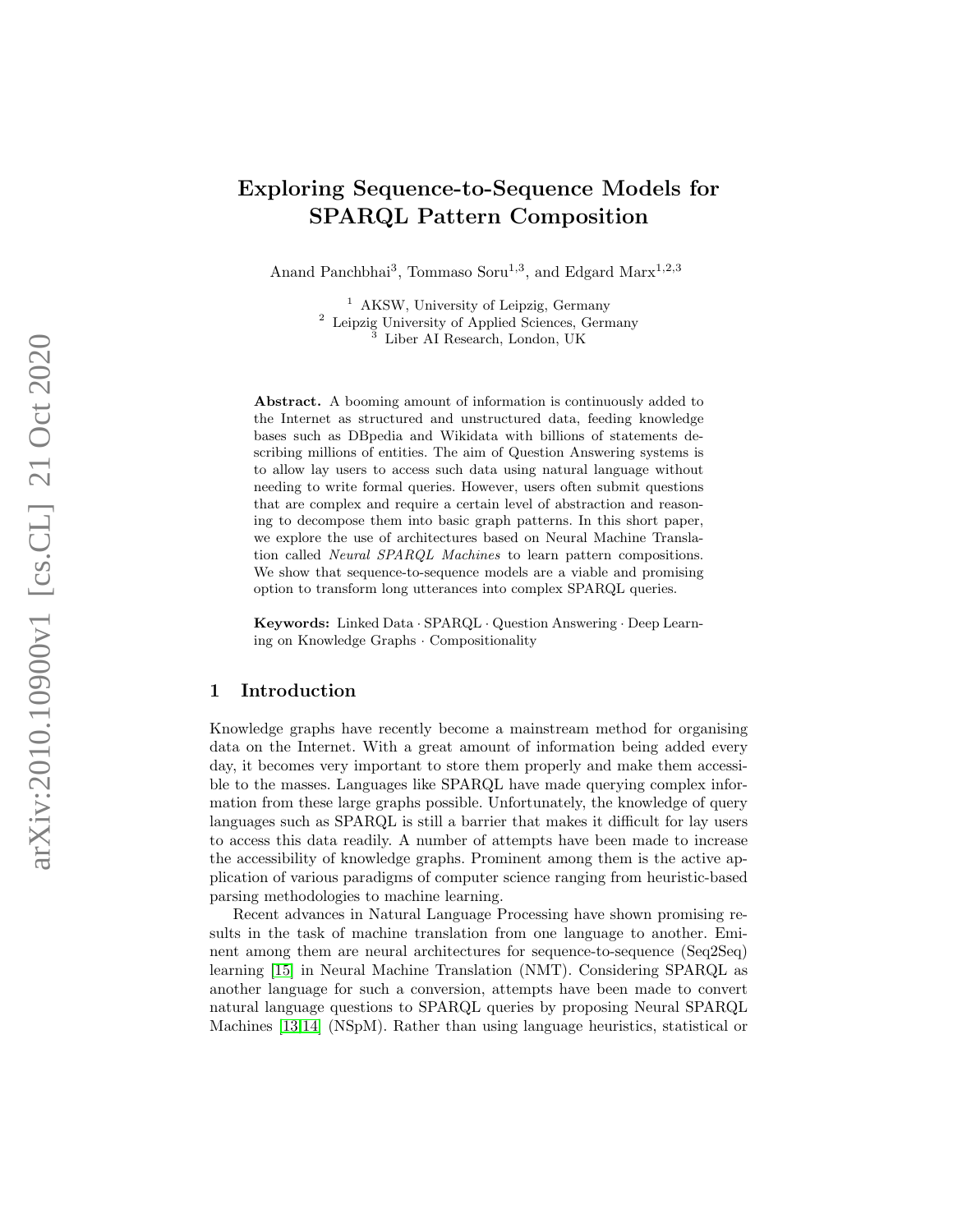# Exploring Sequence-to-Sequence Models for SPARQL Pattern Composition

Anand Panchbhai[3], Tommaso Soru[1,3], and Edgard Marx[1,2,3]

[1] AKSW, University of Leipzig, Germany
[2] Leipzig University of Applied Sciences, Germany
[3] Liber AI Research, London, UK

**Abstract.** A booming amount of information is continuously added to the Internet as structured and unstructured data, feeding knowledge bases such as DBpedia and Wikidata with billions of statements describing millions of entities. The aim of Question Answering systems is to allow lay users to access such data using natural language without needing to write formal queries. However, users often submit questions that are complex and require a certain level of abstraction and reasoning to decompose them into basic graph patterns. In this short paper, we explore the use of architectures based on Neural Machine Translation called *Neural SPARQL Machines* to learn pattern compositions. We show that sequence-to-sequence models are a viable and promising option to transform long utterances into complex SPARQL queries.

**Keywords:** Linked Data · SPARQL · Question Answering · Deep Learning on Knowledge Graphs · Compositionality

## 1 Introduction

Knowledge graphs have recently become a mainstream method for organising data on the Internet. With a great amount of information being added every day, it becomes very important to store them properly and make them accessible to the masses. Languages like SPARQL have made querying complex information from these large graphs possible. Unfortunately, the knowledge of query languages such as SPARQL is still a barrier that makes it difficult for lay users to access this data readily. A number of attempts have been made to increase the accessibility of knowledge graphs. Prominent among them is the active application of various paradigms of computer science ranging from heuristic-based parsing methodologies to machine learning.

Recent advances in Natural Language Processing have shown promising results in the task of machine translation from one language to another. Eminent among them are neural architectures for sequence-to-sequence (Seq2Seq) learning [15] in Neural Machine Translation (NMT). Considering SPARQL as another language for such a conversion, attempts have been made to convert natural language questions to SPARQL queries by proposing Neural SPARQL Machines [13,14] (NSpM). Rather than using language heuristics, statistical or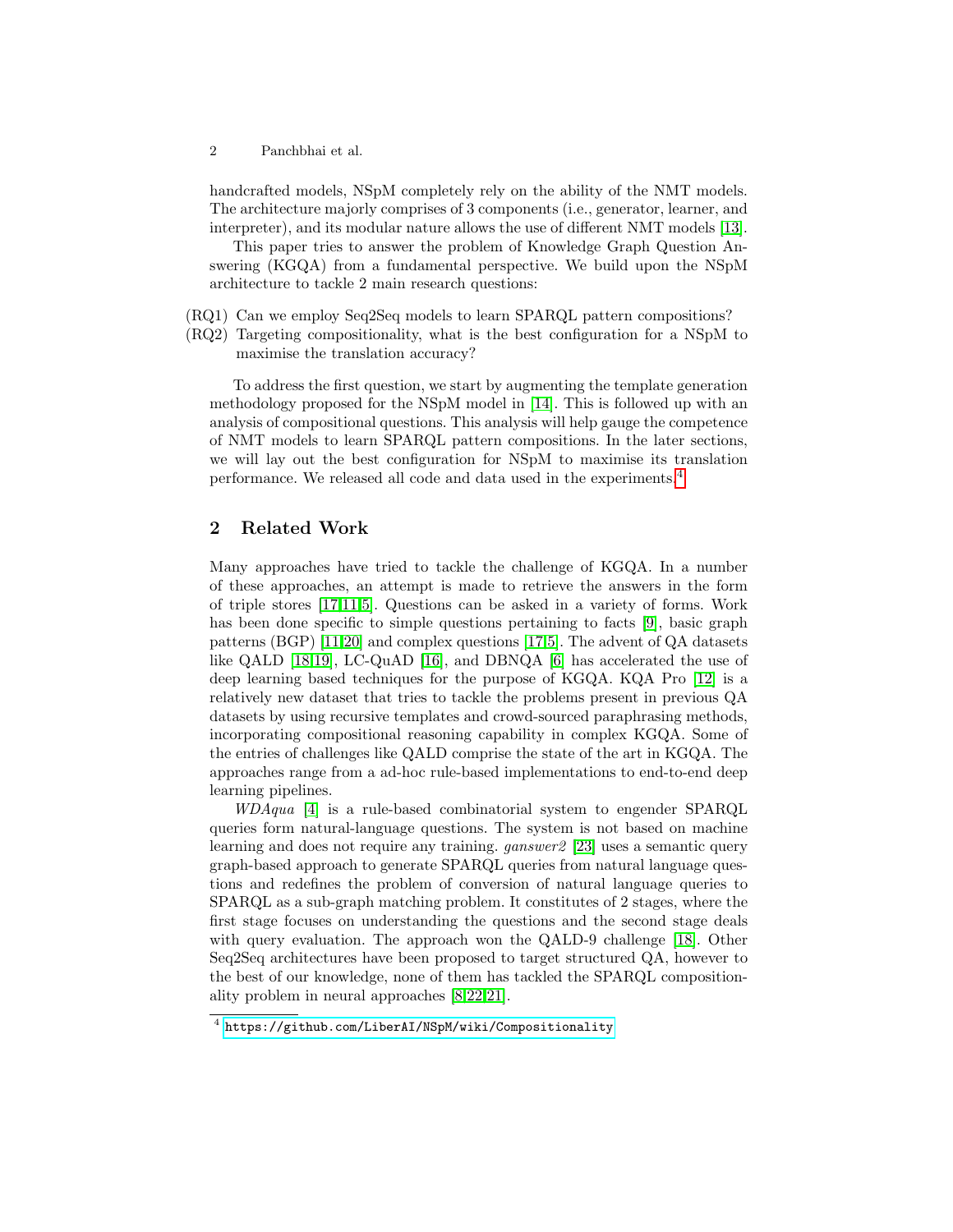handcrafted models, NSpM completely rely on the ability of the NMT models. The architecture majorly comprises of 3 components (i.e., generator, learner, and interpreter), and its modular nature allows the use of different NMT models [13].

This paper tries to answer the problem of Knowledge Graph Question Answering (KGQA) from a fundamental perspective. We build upon the NSpM architecture to tackle 2 main research questions:

(RQ1) Can we employ Seq2Seq models to learn SPARQL pattern compositions?
(RQ2) Targeting compositionality, what is the best configuration for a NSpM to maximise the translation accuracy?

To address the first question, we start by augmenting the template generation methodology proposed for the NSpM model in [14]. This is followed up with an analysis of compositional questions. This analysis will help gauge the competence of NMT models to learn SPARQL pattern compositions. In the later sections, we will lay out the best configuration for NSpM to maximise its translation performance. We released all code and data used in the experiments.[4]

## 2 Related Work

Many approaches have tried to tackle the challenge of KGQA. In a number of these approaches, an attempt is made to retrieve the answers in the form of triple stores [17,11,5]. Questions can be asked in a variety of forms. Work has been done specific to simple questions pertaining to facts [9], basic graph patterns (BGP) [11,20] and complex questions [17,5]. The advent of QA datasets like QALD [18,19], LC-QuAD [16], and DBNQA [6] has accelerated the use of deep learning based techniques for the purpose of KGQA. KQA Pro [12] is a relatively new dataset that tries to tackle the problems present in previous QA datasets by using recursive templates and crowd-sourced paraphrasing methods, incorporating compositional reasoning capability in complex KGQA. Some of the entries of challenges like QALD comprise the state of the art in KGQA. The approaches range from a ad-hoc rule-based implementations to end-to-end deep learning pipelines.

*WDAqua* [4] is a rule-based combinatorial system to engender SPARQL queries form natural-language questions. The system is not based on machine learning and does not require any training. *ganswer2* [23] uses a semantic query graph-based approach to generate SPARQL queries from natural language questions and redefines the problem of conversion of natural language queries to SPARQL as a sub-graph matching problem. It constitutes of 2 stages, where the first stage focuses on understanding the questions and the second stage deals with query evaluation. The approach won the QALD-9 challenge [18]. Other Seq2Seq architectures have been proposed to target structured QA, however to the best of our knowledge, none of them has tackled the SPARQL compositionality problem in neural approaches [8,22,21].

[4] https://github.com/LiberAI/NSpM/wiki/Compositionality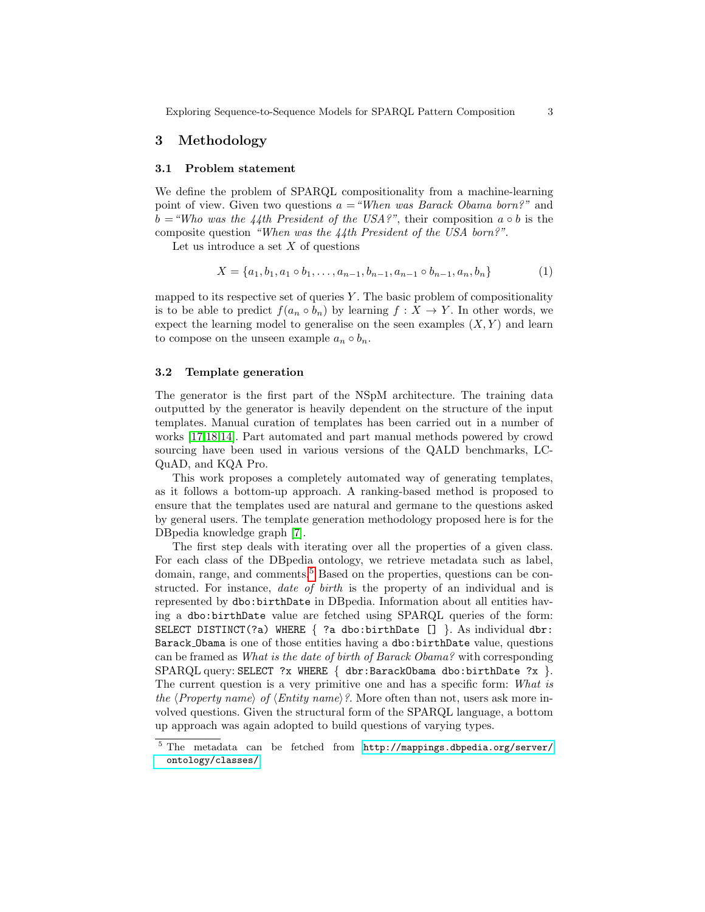## 3 Methodology

### 3.1 Problem statement

We define the problem of SPARQL compositionality from a machine-learning point of view. Given two questions $a =$ *"When was Barack Obama born?"* and $b =$ *"Who was the 44th President of the USA?"*, their composition $a \circ b$ is the composite question *"When was the 44th President of the USA born?"*.

Let us introduce a set $X$ of questions

$$X = \{a_1, b_1, a_1 \circ b_1, \ldots, a_{n-1}, b_{n-1}, a_{n-1} \circ b_{n-1}, a_n, b_n\} \tag{1}$$

mapped to its respective set of queries $Y$. The basic problem of compositionality is to be able to predict $f(a_n \circ b_n)$ by learning $f : X \to Y$. In other words, we expect the learning model to generalise on the seen examples $(X, Y)$ and learn to compose on the unseen example $a_n \circ b_n$.

### 3.2 Template generation

The generator is the first part of the NSpM architecture. The training data outputted by the generator is heavily dependent on the structure of the input templates. Manual curation of templates has been carried out in a number of works [17,18,14]. Part automated and part manual methods powered by crowd sourcing have been used in various versions of the QALD benchmarks, LC-QuAD, and KQA Pro.

This work proposes a completely automated way of generating templates, as it follows a bottom-up approach. A ranking-based method is proposed to ensure that the templates used are natural and germane to the questions asked by general users. The template generation methodology proposed here is for the DBpedia knowledge graph [7].

The first step deals with iterating over all the properties of a given class. For each class of the DBpedia ontology, we retrieve metadata such as label, domain, range, and comments.[5] Based on the properties, questions can be constructed. For instance, *date of birth* is the property of an individual and is represented by `dbo:birthDate` in DBpedia. Information about all entities having a `dbo:birthDate` value are fetched using SPARQL queries of the form: `SELECT DISTINCT(?a) WHERE { ?a dbo:birthDate [] }`. As individual `dbr:Barack_Obama` is one of those entities having a `dbo:birthDate` value, questions can be framed as *What is the date of birth of Barack Obama?* with corresponding SPARQL query: `SELECT ?x WHERE { dbr:BarackObama dbo:birthDate ?x }`. The current question is a very primitive one and has a specific form: *What is the* ⟨*Property name*⟩ *of* ⟨*Entity name*⟩*?*. More often than not, users ask more involved questions. Given the structural form of the SPARQL language, a bottom up approach was again adopted to build questions of varying types.

[5] The metadata can be fetched from http://mappings.dbpedia.org/server/ontology/classes/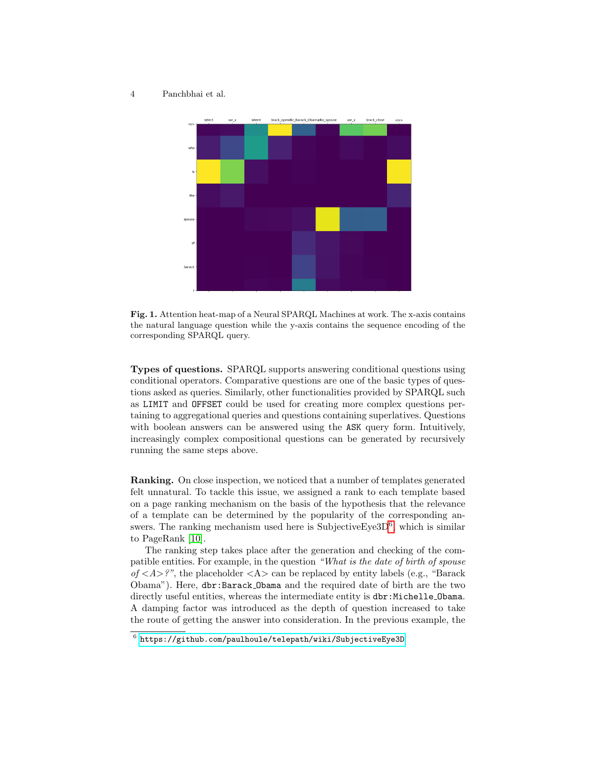**Fig. 1.** Attention heat-map of a Neural SPARQL Machines at work. The x-axis contains the natural language question while the y-axis contains the sequence encoding of the corresponding SPARQL query.

**Types of questions.** SPARQL supports answering conditional questions using conditional operators. Comparative questions are one of the basic types of questions asked as queries. Similarly, other functionalities provided by SPARQL such as `LIMIT` and `OFFSET` could be used for creating more complex questions pertaining to aggregational queries and questions containing superlatives. Questions with boolean answers can be answered using the `ASK` query form. Intuitively, increasingly complex compositional questions can be generated by recursively running the same steps above.

**Ranking.** On close inspection, we noticed that a number of templates generated felt unnatural. To tackle this issue, we assigned a rank to each template based on a page ranking mechanism on the basis of the hypothesis that the relevance of a template can be determined by the popularity of the corresponding answers. The ranking mechanism used here is SubjectiveEye3D[6], which is similar to PageRank [10].

The ranking step takes place after the generation and checking of the compatible entities. For example, in the question *"What is the date of birth of spouse of <A>?"*, the placeholder <A> can be replaced by entity labels (e.g., "Barack Obama"). Here, `dbr:Barack_Obama` and the required date of birth are the two directly useful entities, whereas the intermediate entity is `dbr:Michelle_Obama`. A damping factor was introduced as the depth of question increased to take the route of getting the answer into consideration. In the previous example, the

[6] https://github.com/paulhoule/telepath/wiki/SubjectiveEye3D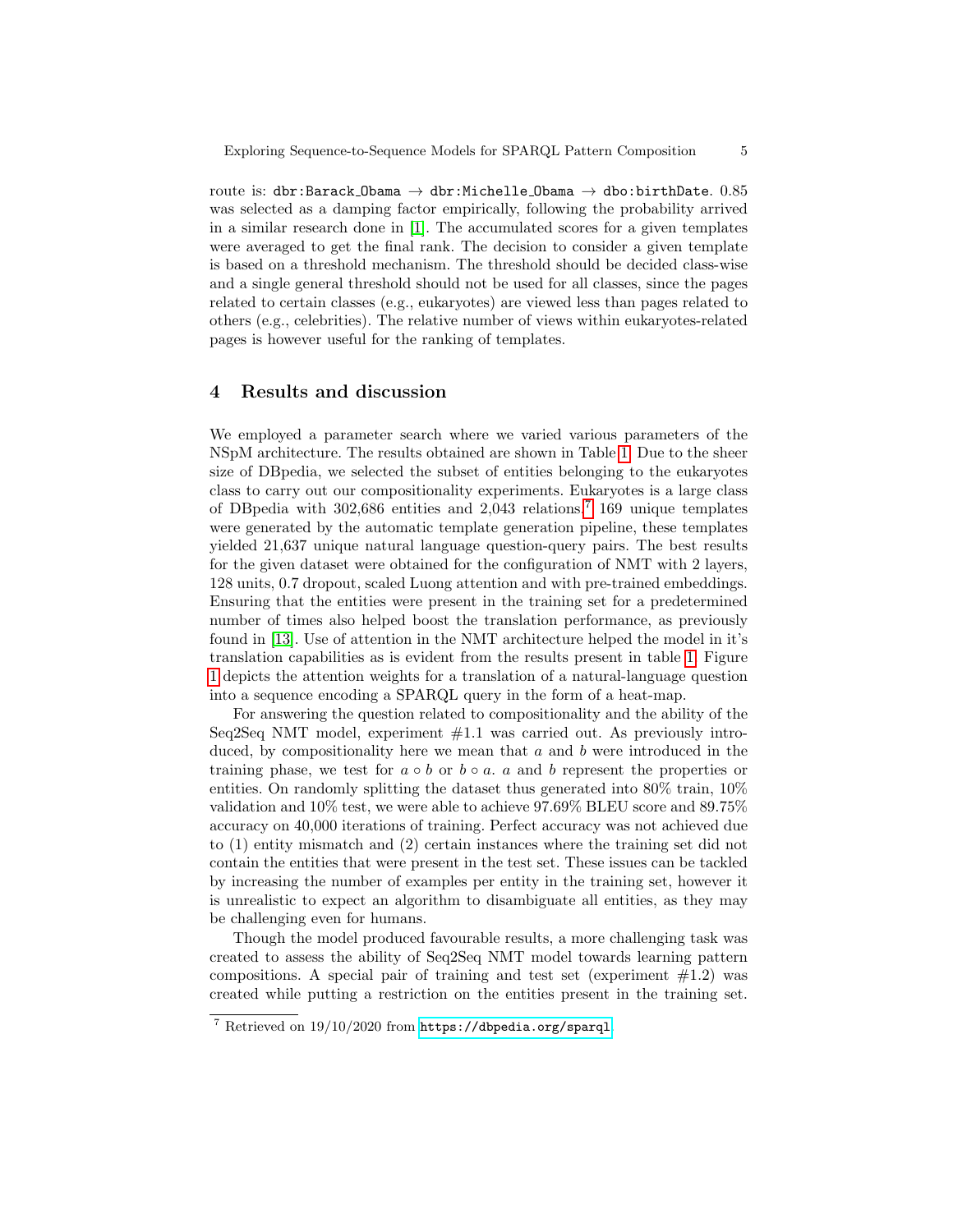route is: `dbr:Barack_Obama` → `dbr:Michelle_Obama` → `dbo:birthDate`. 0.85 was selected as a damping factor empirically, following the probability arrived in a similar research done in [1]. The accumulated scores for a given templates were averaged to get the final rank. The decision to consider a given template is based on a threshold mechanism. The threshold should be decided class-wise and a single general threshold should not be used for all classes, since the pages related to certain classes (e.g., eukaryotes) are viewed less than pages related to others (e.g., celebrities). The relative number of views within eukaryotes-related pages is however useful for the ranking of templates.

## 4 Results and discussion

We employed a parameter search where we varied various parameters of the NSpM architecture. The results obtained are shown in Table 1. Due to the sheer size of DBpedia, we selected the subset of entities belonging to the eukaryotes class to carry out our compositionality experiments. Eukaryotes is a large class of DBpedia with 302,686 entities and 2,043 relations.[7] 169 unique templates were generated by the automatic template generation pipeline, these templates yielded 21,637 unique natural language question-query pairs. The best results for the given dataset were obtained for the configuration of NMT with 2 layers, 128 units, 0.7 dropout, scaled Luong attention and with pre-trained embeddings. Ensuring that the entities were present in the training set for a predetermined number of times also helped boost the translation performance, as previously found in [13]. Use of attention in the NMT architecture helped the model in it's translation capabilities as is evident from the results present in table 1. Figure 1 depicts the attention weights for a translation of a natural-language question into a sequence encoding a SPARQL query in the form of a heat-map.

For answering the question related to compositionality and the ability of the Seq2Seq NMT model, experiment #1.1 was carried out. As previously introduced, by compositionality here we mean that $a$ and $b$ were introduced in the training phase, we test for $a \circ b$ or $b \circ a$. $a$ and $b$ represent the properties or entities. On randomly splitting the dataset thus generated into 80% train, 10% validation and 10% test, we were able to achieve 97.69% BLEU score and 89.75% accuracy on 40,000 iterations of training. Perfect accuracy was not achieved due to (1) entity mismatch and (2) certain instances where the training set did not contain the entities that were present in the test set. These issues can be tackled by increasing the number of examples per entity in the training set, however it is unrealistic to expect an algorithm to disambiguate all entities, as they may be challenging even for humans.

Though the model produced favourable results, a more challenging task was created to assess the ability of Seq2Seq NMT model towards learning pattern compositions. A special pair of training and test set (experiment #1.2) was created while putting a restriction on the entities present in the training set.

[7] Retrieved on 19/10/2020 from https://dbpedia.org/sparql.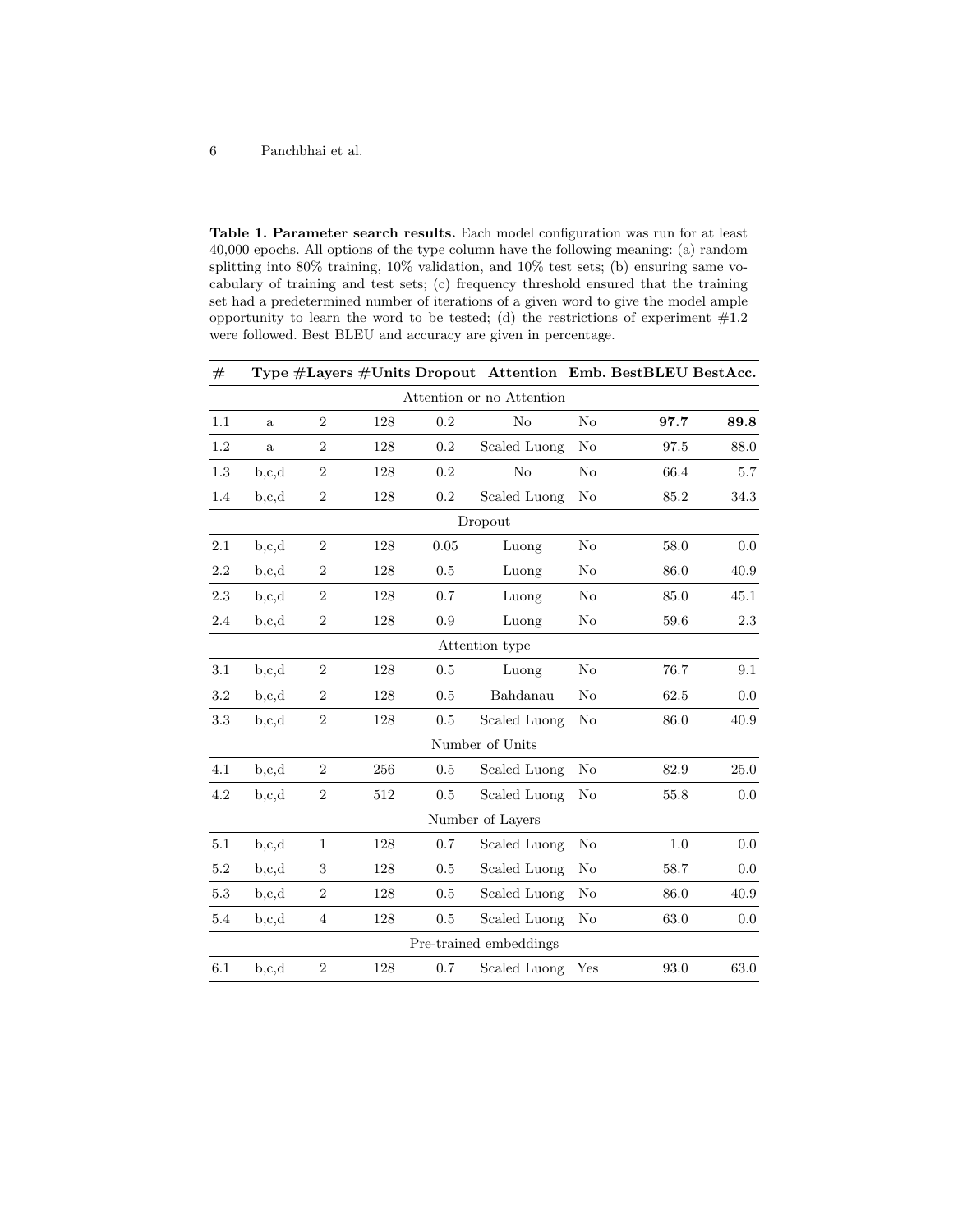**Table 1. Parameter search results.** Each model configuration was run for at least 40,000 epochs. All options of the type column have the following meaning: (a) random splitting into 80% training, 10% validation, and 10% test sets; (b) ensuring same vocabulary of training and test sets; (c) frequency threshold ensured that the training set had a predetermined number of iterations of a given word to give the model ample opportunity to learn the word to be tested; (d) the restrictions of experiment #1.2 were followed. Best BLEU and accuracy are given in percentage.

| # | Type | #Layers | #Units | Dropout | Attention | Emb. | BestBLEU | BestAcc. |
|---|---|---|---|---|---|---|---|---|
| Attention or no Attention | | | | | | | | |
| 1.1 | a | 2 | 128 | 0.2 | No | No | **97.7** | **89.8** |
| 1.2 | a | 2 | 128 | 0.2 | Scaled Luong | No | 97.5 | 88.0 |
| 1.3 | b,c,d | 2 | 128 | 0.2 | No | No | 66.4 | 5.7 |
| 1.4 | b,c,d | 2 | 128 | 0.2 | Scaled Luong | No | 85.2 | 34.3 |
| Dropout | | | | | | | | |
| 2.1 | b,c,d | 2 | 128 | 0.05 | Luong | No | 58.0 | 0.0 |
| 2.2 | b,c,d | 2 | 128 | 0.5 | Luong | No | 86.0 | 40.9 |
| 2.3 | b,c,d | 2 | 128 | 0.7 | Luong | No | 85.0 | 45.1 |
| 2.4 | b,c,d | 2 | 128 | 0.9 | Luong | No | 59.6 | 2.3 |
| Attention type | | | | | | | | |
| 3.1 | b,c,d | 2 | 128 | 0.5 | Luong | No | 76.7 | 9.1 |
| 3.2 | b,c,d | 2 | 128 | 0.5 | Bahdanau | No | 62.5 | 0.0 |
| 3.3 | b,c,d | 2 | 128 | 0.5 | Scaled Luong | No | 86.0 | 40.9 |
| Number of Units | | | | | | | | |
| 4.1 | b,c,d | 2 | 256 | 0.5 | Scaled Luong | No | 82.9 | 25.0 |
| 4.2 | b,c,d | 2 | 512 | 0.5 | Scaled Luong | No | 55.8 | 0.0 |
| Number of Layers | | | | | | | | |
| 5.1 | b,c,d | 1 | 128 | 0.7 | Scaled Luong | No | 1.0 | 0.0 |
| 5.2 | b,c,d | 3 | 128 | 0.5 | Scaled Luong | No | 58.7 | 0.0 |
| 5.3 | b,c,d | 2 | 128 | 0.5 | Scaled Luong | No | 86.0 | 40.9 |
| 5.4 | b,c,d | 4 | 128 | 0.5 | Scaled Luong | No | 63.0 | 0.0 |
| Pre-trained embeddings | | | | | | | | |
| 6.1 | b,c,d | 2 | 128 | 0.7 | Scaled Luong | Yes | 93.0 | 63.0 |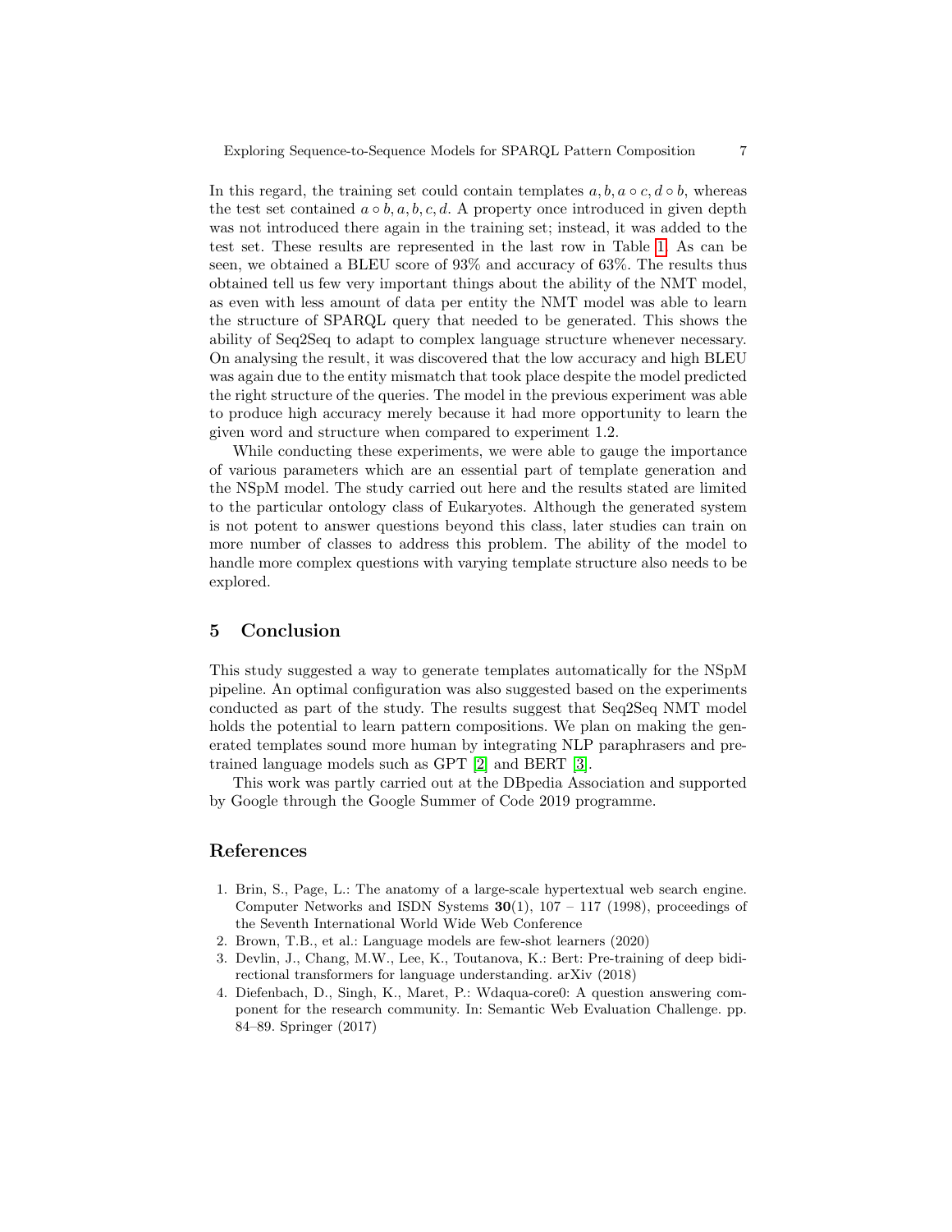In this regard, the training set could contain templates $a, b, a \circ c, d \circ b$, whereas the test set contained $a \circ b, a, b, c, d$. A property once introduced in given depth was not introduced there again in the training set; instead, it was added to the test set. These results are represented in the last row in Table 1. As can be seen, we obtained a BLEU score of 93% and accuracy of 63%. The results thus obtained tell us few very important things about the ability of the NMT model, as even with less amount of data per entity the NMT model was able to learn the structure of SPARQL query that needed to be generated. This shows the ability of Seq2Seq to adapt to complex language structure whenever necessary. On analysing the result, it was discovered that the low accuracy and high BLEU was again due to the entity mismatch that took place despite the model predicted the right structure of the queries. The model in the previous experiment was able to produce high accuracy merely because it had more opportunity to learn the given word and structure when compared to experiment 1.2.

While conducting these experiments, we were able to gauge the importance of various parameters which are an essential part of template generation and the NSpM model. The study carried out here and the results stated are limited to the particular ontology class of Eukaryotes. Although the generated system is not potent to answer questions beyond this class, later studies can train on more number of classes to address this problem. The ability of the model to handle more complex questions with varying template structure also needs to be explored.

## 5 Conclusion

This study suggested a way to generate templates automatically for the NSpM pipeline. An optimal configuration was also suggested based on the experiments conducted as part of the study. The results suggest that Seq2Seq NMT model holds the potential to learn pattern compositions. We plan on making the generated templates sound more human by integrating NLP paraphrasers and pre-trained language models such as GPT [2] and BERT [3].

This work was partly carried out at the DBpedia Association and supported by Google through the Google Summer of Code 2019 programme.

## References

1. Brin, S., Page, L.: The anatomy of a large-scale hypertextual web search engine. Computer Networks and ISDN Systems **30**(1), 107 – 117 (1998), proceedings of the Seventh International World Wide Web Conference
2. Brown, T.B., et al.: Language models are few-shot learners (2020)
3. Devlin, J., Chang, M.W., Lee, K., Toutanova, K.: Bert: Pre-training of deep bidirectional transformers for language understanding. arXiv (2018)
4. Diefenbach, D., Singh, K., Maret, P.: Wdaqua-core0: A question answering component for the research community. In: Semantic Web Evaluation Challenge. pp. 84–89. Springer (2017)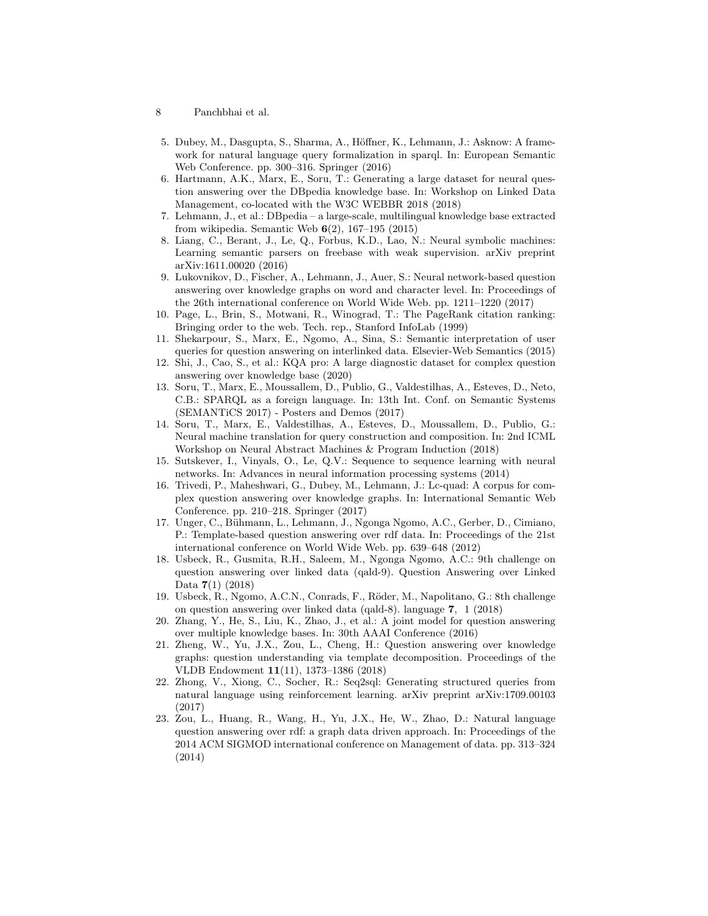5. Dubey, M., Dasgupta, S., Sharma, A., Höffner, K., Lehmann, J.: Asknow: A framework for natural language query formalization in sparql. In: European Semantic Web Conference. pp. 300–316. Springer (2016)
6. Hartmann, A.K., Marx, E., Soru, T.: Generating a large dataset for neural question answering over the DBpedia knowledge base. In: Workshop on Linked Data Management, co-located with the W3C WEBBR 2018 (2018)
7. Lehmann, J., et al.: DBpedia – a large-scale, multilingual knowledge base extracted from wikipedia. Semantic Web **6**(2), 167–195 (2015)
8. Liang, C., Berant, J., Le, Q., Forbus, K.D., Lao, N.: Neural symbolic machines: Learning semantic parsers on freebase with weak supervision. arXiv preprint arXiv:1611.00020 (2016)
9. Lukovnikov, D., Fischer, A., Lehmann, J., Auer, S.: Neural network-based question answering over knowledge graphs on word and character level. In: Proceedings of the 26th international conference on World Wide Web. pp. 1211–1220 (2017)
10. Page, L., Brin, S., Motwani, R., Winograd, T.: The PageRank citation ranking: Bringing order to the web. Tech. rep., Stanford InfoLab (1999)
11. Shekarpour, S., Marx, E., Ngomo, A., Sina, S.: Semantic interpretation of user queries for question answering on interlinked data. Elsevier-Web Semantics (2015)
12. Shi, J., Cao, S., et al.: KQA pro: A large diagnostic dataset for complex question answering over knowledge base (2020)
13. Soru, T., Marx, E., Moussallem, D., Publio, G., Valdestilhas, A., Esteves, D., Neto, C.B.: SPARQL as a foreign language. In: 13th Int. Conf. on Semantic Systems (SEMANTiCS 2017) - Posters and Demos (2017)
14. Soru, T., Marx, E., Valdestilhas, A., Esteves, D., Moussallem, D., Publio, G.: Neural machine translation for query construction and composition. In: 2nd ICML Workshop on Neural Abstract Machines & Program Induction (2018)
15. Sutskever, I., Vinyals, O., Le, Q.V.: Sequence to sequence learning with neural networks. In: Advances in neural information processing systems (2014)
16. Trivedi, P., Maheshwari, G., Dubey, M., Lehmann, J.: Lc-quad: A corpus for complex question answering over knowledge graphs. In: International Semantic Web Conference. pp. 210–218. Springer (2017)
17. Unger, C., Bühmann, L., Lehmann, J., Ngonga Ngomo, A.C., Gerber, D., Cimiano, P.: Template-based question answering over rdf data. In: Proceedings of the 21st international conference on World Wide Web. pp. 639–648 (2012)
18. Usbeck, R., Gusmita, R.H., Saleem, M., Ngonga Ngomo, A.C.: 9th challenge on question answering over linked data (qald-9). Question Answering over Linked Data **7**(1) (2018)
19. Usbeck, R., Ngomo, A.C.N., Conrads, F., Röder, M., Napolitano, G.: 8th challenge on question answering over linked data (qald-8). language **7**, 1 (2018)
20. Zhang, Y., He, S., Liu, K., Zhao, J., et al.: A joint model for question answering over multiple knowledge bases. In: 30th AAAI Conference (2016)
21. Zheng, W., Yu, J.X., Zou, L., Cheng, H.: Question answering over knowledge graphs: question understanding via template decomposition. Proceedings of the VLDB Endowment **11**(11), 1373–1386 (2018)
22. Zhong, V., Xiong, C., Socher, R.: Seq2sql: Generating structured queries from natural language using reinforcement learning. arXiv preprint arXiv:1709.00103 (2017)
23. Zou, L., Huang, R., Wang, H., Yu, J.X., He, W., Zhao, D.: Natural language question answering over rdf: a graph data driven approach. In: Proceedings of the 2014 ACM SIGMOD international conference on Management of data. pp. 313–324 (2014)